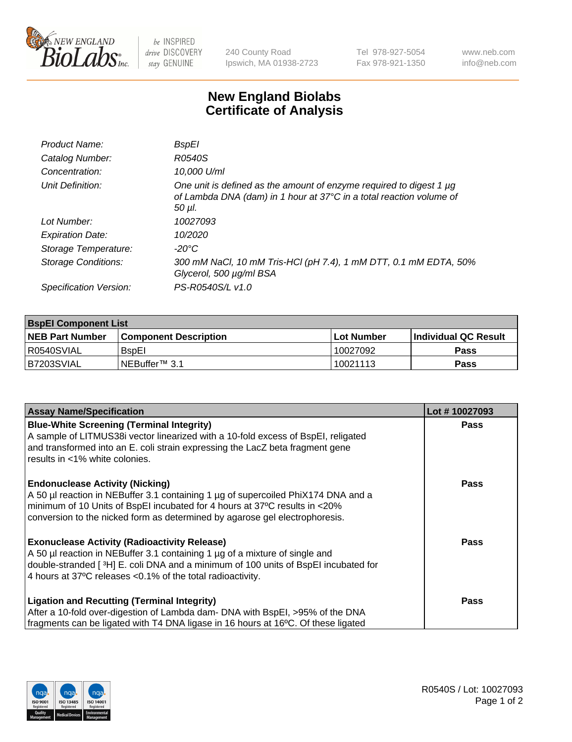# New England Biolabs Certificate of Analysis

| | |
|---|---|
| *Product Name:* | *BspEI* |
| *Catalog Number:* | *R0540S* |
| *Concentration:* | *10,000 U/ml* |
| *Unit Definition:* | *One unit is defined as the amount of enzyme required to digest 1 µg of Lambda DNA (dam) in 1 hour at 37°C in a total reaction volume of 50 µl.* |
| *Lot Number:* | *10027093* |
| *Expiration Date:* | *10/2020* |
| *Storage Temperature:* | *-20°C* |
| *Storage Conditions:* | *300 mM NaCl, 10 mM Tris-HCl (pH 7.4), 1 mM DTT, 0.1 mM EDTA, 50% Glycerol, 500 µg/ml BSA* |
| *Specification Version:* | *PS-R0540S/L v1.0* |

| **BspEI Component List** | | | |
|---|---|---|---|
| **NEB Part Number** | **Component Description** | **Lot Number** | **Individual QC Result** |
| R0540SVIAL | BspEI | 10027092 | **Pass** |
| B7203SVIAL | NEBuffer™ 3.1 | 10021113 | **Pass** |

| **Assay Name/Specification** | **Lot # 10027093** |
|---|---|
| **Blue-White Screening (Terminal Integrity)**<br>A sample of LITMUS38i vector linearized with a 10-fold excess of BspEI, religated and transformed into an E. coli strain expressing the LacZ beta fragment gene results in <1% white colonies. | **Pass** |
| **Endonuclease Activity (Nicking)**<br>A 50 µl reaction in NEBuffer 3.1 containing 1 µg of supercoiled PhiX174 DNA and a minimum of 10 Units of BspEI incubated for 4 hours at 37ºC results in <20% conversion to the nicked form as determined by agarose gel electrophoresis. | **Pass** |
| **Exonuclease Activity (Radioactivity Release)**<br>A 50 µl reaction in NEBuffer 3.1 containing 1 µg of a mixture of single and double-stranded [ $^{3}$H] E. coli DNA and a minimum of 100 units of BspEI incubated for 4 hours at 37ºC releases <0.1% of the total radioactivity. | **Pass** |
| **Ligation and Recutting (Terminal Integrity)**<br>After a 10-fold over-digestion of Lambda dam- DNA with BspEI, >95% of the DNA fragments can be ligated with T4 DNA ligase in 16 hours at 16ºC. Of these ligated | **Pass** |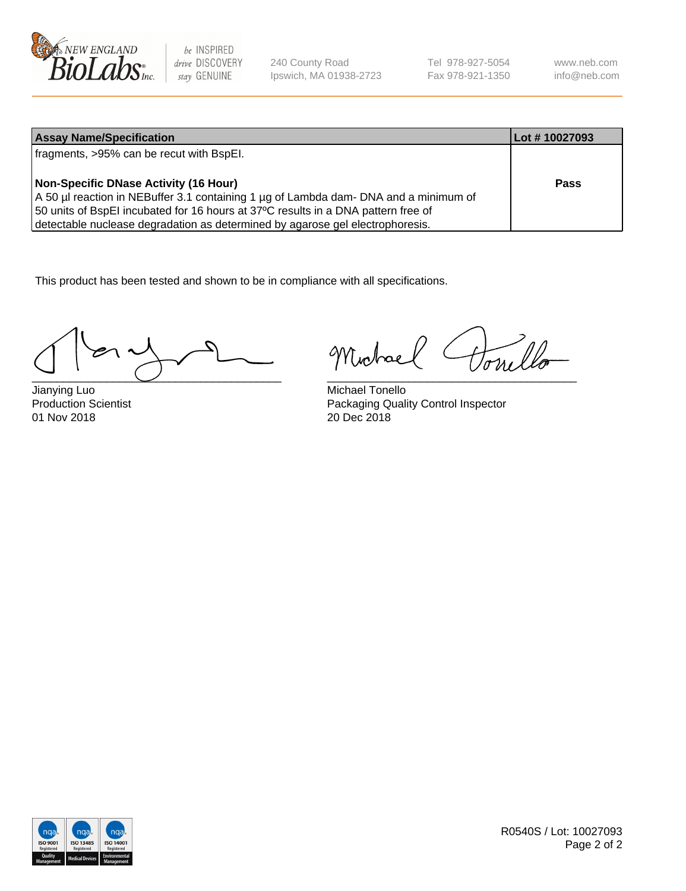| Assay Name/Specification | Lot # 10027093 |
|---|---|
| fragments, >95% can be recut with BspEI. | |
| **Non-Specific DNase Activity (16 Hour)**<br>A 50 µl reaction in NEBuffer 3.1 containing 1 µg of Lambda dam- DNA and a minimum of 50 units of BspEI incubated for 16 hours at 37ºC results in a DNA pattern free of detectable nuclease degradation as determined by agarose gel electrophoresis. | **Pass** |

This product has been tested and shown to be in compliance with all specifications.

Jianying Luo
Production Scientist
01 Nov 2018

Michael Tonello
Packaging Quality Control Inspector
20 Dec 2018

R0540S / Lot: 10027093